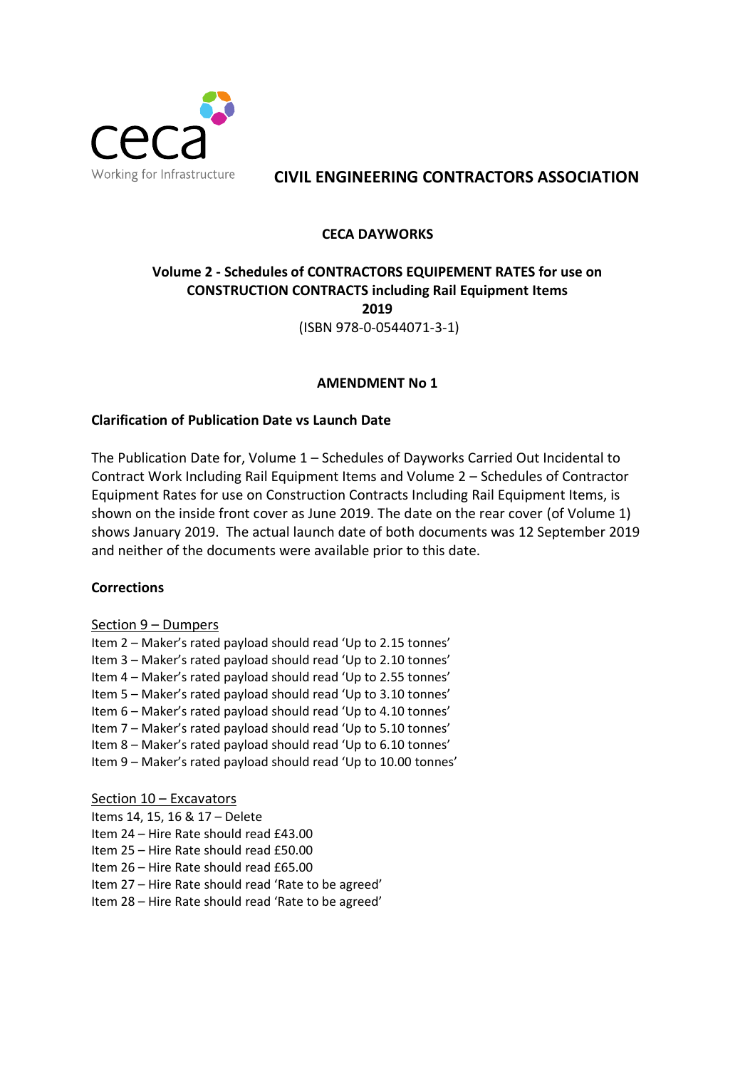ceca

Working for Infrastructure

# CIVIL ENGINEERING CONTRACTORS ASSOCIATION

**CECA DAYWORKS**

**Volume 2 - Schedules of CONTRACTORS EQUIPEMENT RATES for use on CONSTRUCTION CONTRACTS including Rail Equipment Items**
**2019**
(ISBN 978-0-0544071-3-1)

**AMENDMENT No 1**

## Clarification of Publication Date vs Launch Date

The Publication Date for, Volume 1 – Schedules of Dayworks Carried Out Incidental to Contract Work Including Rail Equipment Items and Volume 2 – Schedules of Contractor Equipment Rates for use on Construction Contracts Including Rail Equipment Items, is shown on the inside front cover as June 2019. The date on the rear cover (of Volume 1) shows January 2019. The actual launch date of both documents was 12 September 2019 and neither of the documents were available prior to this date.

## Corrections

<u>Section 9 – Dumpers</u>

Item 2 – Maker's rated payload should read 'Up to 2.15 tonnes'
Item 3 – Maker's rated payload should read 'Up to 2.10 tonnes'
Item 4 – Maker's rated payload should read 'Up to 2.55 tonnes'
Item 5 – Maker's rated payload should read 'Up to 3.10 tonnes'
Item 6 – Maker's rated payload should read 'Up to 4.10 tonnes'
Item 7 – Maker's rated payload should read 'Up to 5.10 tonnes'
Item 8 – Maker's rated payload should read 'Up to 6.10 tonnes'
Item 9 – Maker's rated payload should read 'Up to 10.00 tonnes'

<u>Section 10 – Excavators</u>

Items 14, 15, 16 & 17 – Delete
Item 24 – Hire Rate should read £43.00
Item 25 – Hire Rate should read £50.00
Item 26 – Hire Rate should read £65.00
Item 27 – Hire Rate should read 'Rate to be agreed'
Item 28 – Hire Rate should read 'Rate to be agreed'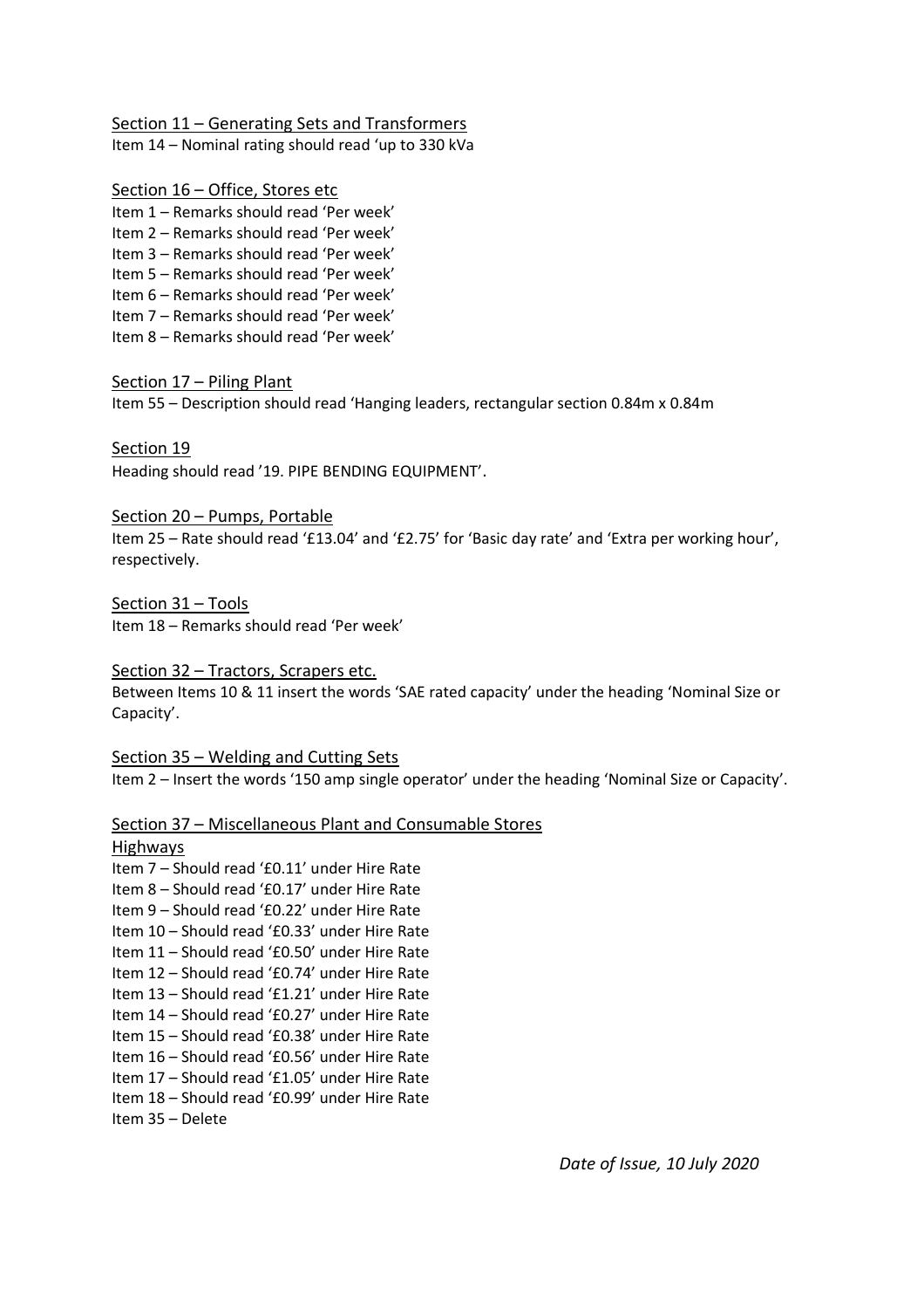Section 11 – Generating Sets and Transformers

Item 14 – Nominal rating should read 'up to 330 kVa

Section 16 – Office, Stores etc

Item 1 – Remarks should read 'Per week'
Item 2 – Remarks should read 'Per week'
Item 3 – Remarks should read 'Per week'
Item 5 – Remarks should read 'Per week'
Item 6 – Remarks should read 'Per week'
Item 7 – Remarks should read 'Per week'
Item 8 – Remarks should read 'Per week'

Section 17 – Piling Plant

Item 55 – Description should read 'Hanging leaders, rectangular section 0.84m x 0.84m

Section 19

Heading should read '19. PIPE BENDING EQUIPMENT'.

Section 20 – Pumps, Portable

Item 25 – Rate should read '£13.04' and '£2.75' for 'Basic day rate' and 'Extra per working hour', respectively.

Section 31 – Tools

Item 18 – Remarks should read 'Per week'

Section 32 – Tractors, Scrapers etc.

Between Items 10 & 11 insert the words 'SAE rated capacity' under the heading 'Nominal Size or Capacity'.

Section 35 – Welding and Cutting Sets

Item 2 – Insert the words '150 amp single operator' under the heading 'Nominal Size or Capacity'.

Section 37 – Miscellaneous Plant and Consumable Stores

Highways

Item 7 – Should read '£0.11' under Hire Rate
Item 8 – Should read '£0.17' under Hire Rate
Item 9 – Should read '£0.22' under Hire Rate
Item 10 – Should read '£0.33' under Hire Rate
Item 11 – Should read '£0.50' under Hire Rate
Item 12 – Should read '£0.74' under Hire Rate
Item 13 – Should read '£1.21' under Hire Rate
Item 14 – Should read '£0.27' under Hire Rate
Item 15 – Should read '£0.38' under Hire Rate
Item 16 – Should read '£0.56' under Hire Rate
Item 17 – Should read '£1.05' under Hire Rate
Item 18 – Should read '£0.99' under Hire Rate
Item 35 – Delete

*Date of Issue, 10 July 2020*